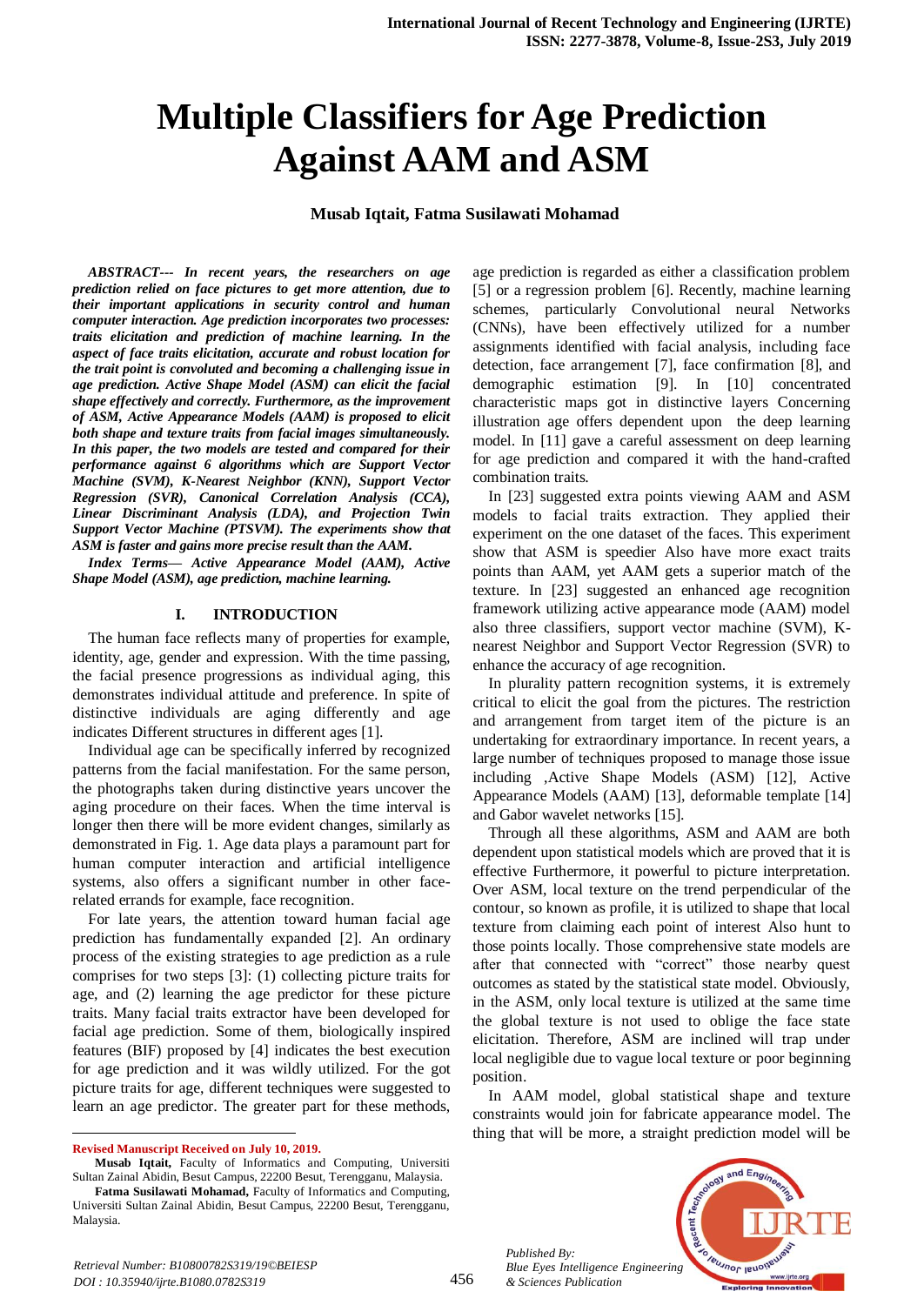# Multiple Classifiers for Age Prediction Against AAM and ASM

**Musab Iqtait, Fatma Susilawati Mohamad**

***ABSTRACT--- In recent years, the researchers on age prediction relied on face pictures to get more attention, due to their important applications in security control and human computer interaction. Age prediction incorporates two processes: traits elicitation and prediction of machine learning. In the aspect of face traits elicitation, accurate and robust location for the trait point is convoluted and becoming a challenging issue in age prediction. Active Shape Model (ASM) can elicit the facial shape effectively and correctly. Furthermore, as the improvement of ASM, Active Appearance Models (AAM) is proposed to elicit both shape and texture traits from facial images simultaneously. In this paper, the two models are tested and compared for their performance against 6 algorithms which are Support Vector Machine (SVM), K-Nearest Neighbor (KNN), Support Vector Regression (SVR), Canonical Correlation Analysis (CCA), Linear Discriminant Analysis (LDA), and Projection Twin Support Vector Machine (PTSVM). The experiments show that ASM is faster and gains more precise result than the AAM.***

***Index Terms— Active Appearance Model (AAM), Active Shape Model (ASM), age prediction, machine learning.***

## I. INTRODUCTION

The human face reflects many of properties for example, identity, age, gender and expression. With the time passing, the facial presence progressions as individual aging, this demonstrates individual attitude and preference. In spite of distinctive individuals are aging differently and age indicates Different structures in different ages [1].

Individual age can be specifically inferred by recognized patterns from the facial manifestation. For the same person, the photographs taken during distinctive years uncover the aging procedure on their faces. When the time interval is longer then there will be more evident changes, similarly as demonstrated in Fig. 1. Age data plays a paramount part for human computer interaction and artificial intelligence systems, also offers a significant number in other face-related errands for example, face recognition.

For late years, the attention toward human facial age prediction has fundamentally expanded [2]. An ordinary process of the existing strategies to age prediction as a rule comprises for two steps [3]: (1) collecting picture traits for age, and (2) learning the age predictor for these picture traits. Many facial traits extractor have been developed for facial age prediction. Some of them, biologically inspired features (BIF) proposed by [4] indicates the best execution for age prediction and it was wildly utilized. For the got picture traits for age, different techniques were suggested to learn an age predictor. The greater part for these methods, age prediction is regarded as either a classification problem [5] or a regression problem [6]. Recently, machine learning schemes, particularly Convolutional neural Networks (CNNs), have been effectively utilized for a number assignments identified with facial analysis, including face detection, face arrangement [7], face confirmation [8], and demographic estimation [9]. In [10] concentrated characteristic maps got in distinctive layers Concerning illustration age offers dependent upon the deep learning model. In [11] gave a careful assessment on deep learning for age prediction and compared it with the hand-crafted combination traits.

In [23] suggested extra points viewing AAM and ASM models to facial traits extraction. They applied their experiment on the one dataset of the faces. This experiment show that ASM is speedier Also have more exact traits points than AAM, yet AAM gets a superior match of the texture. In [23] suggested an enhanced age recognition framework utilizing active appearance mode (AAM) model also three classifiers, support vector machine (SVM), K-nearest Neighbor and Support Vector Regression (SVR) to enhance the accuracy of age recognition.

In plurality pattern recognition systems, it is extremely critical to elicit the goal from the pictures. The restriction and arrangement from target item of the picture is an undertaking for extraordinary importance. In recent years, a large number of techniques proposed to manage those issue including ,Active Shape Models (ASM) [12], Active Appearance Models (AAM) [13], deformable template [14] and Gabor wavelet networks [15].

Through all these algorithms, ASM and AAM are both dependent upon statistical models which are proved that it is effective Furthermore, it powerful to picture interpretation. Over ASM, local texture on the trend perpendicular of the contour, so known as profile, it is utilized to shape that local texture from claiming each point of interest Also hunt to those points locally. Those comprehensive state models are after that connected with "correct" those nearby quest outcomes as stated by the statistical state model. Obviously, in the ASM, only local texture is utilized at the same time the global texture is not used to oblige the face state elicitation. Therefore, ASM are inclined will trap under local negligible due to vague local texture or poor beginning position.

In AAM model, global statistical shape and texture constraints would join for fabricate appearance model. The thing that will be more, a straight prediction model will be

---

**Revised Manuscript Received on July 10, 2019.**

**Musab Iqtait,** Faculty of Informatics and Computing, Universiti Sultan Zainal Abidin, Besut Campus, 22200 Besut, Terengganu, Malaysia.

**Fatma Susilawati Mohamad,** Faculty of Informatics and Computing, Universiti Sultan Zainal Abidin, Besut Campus, 22200 Besut, Terengganu, Malaysia.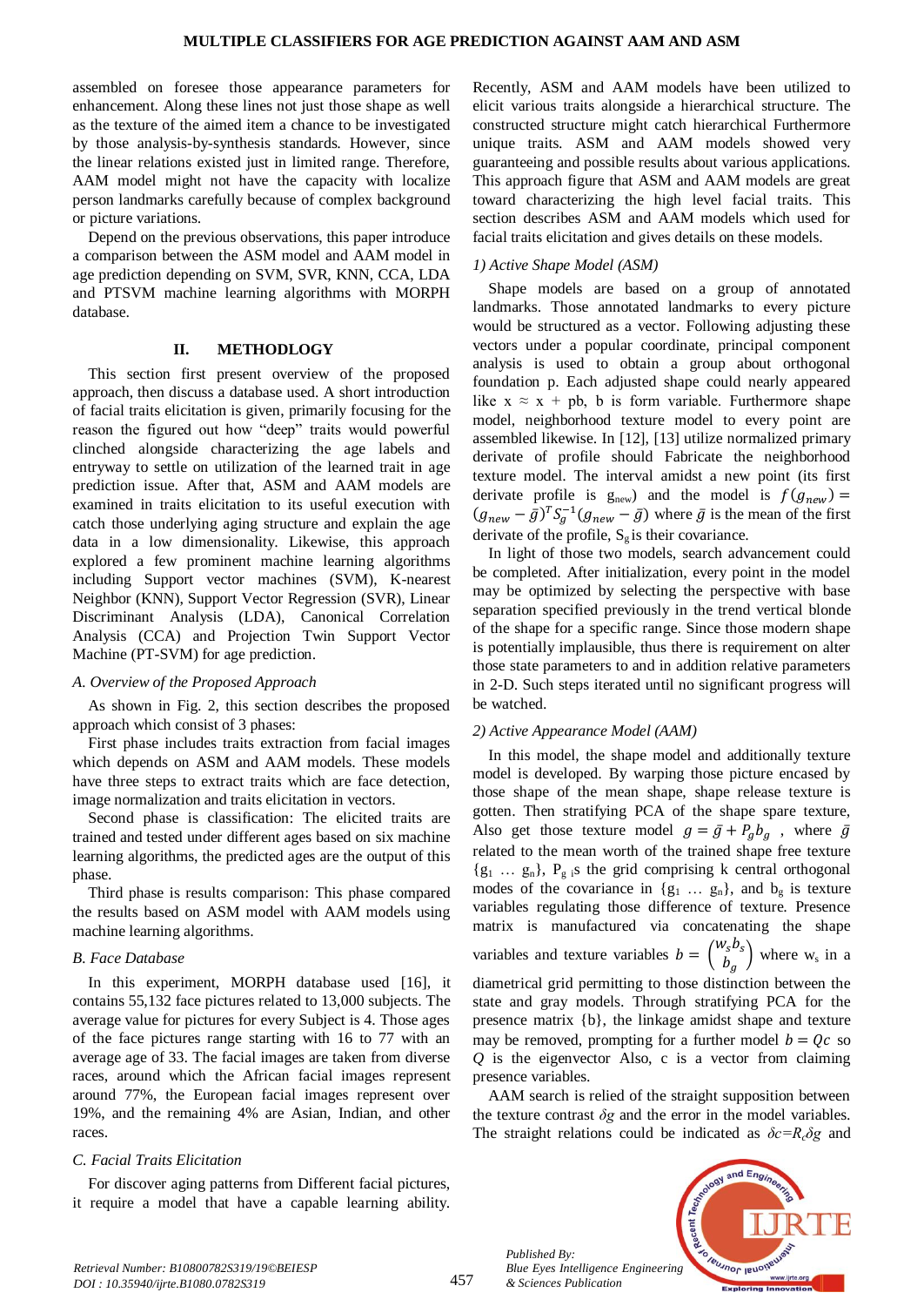assembled on foresee those appearance parameters for enhancement. Along these lines not just those shape as well as the texture of the aimed item a chance to be investigated by those analysis-by-synthesis standards. However, since the linear relations existed just in limited range. Therefore, AAM model might not have the capacity with localize person landmarks carefully because of complex background or picture variations.

Depend on the previous observations, this paper introduce a comparison between the ASM model and AAM model in age prediction depending on SVM, SVR, KNN, CCA, LDA and PTSVM machine learning algorithms with MORPH database.

## II. METHODOLOGY

This section first present overview of the proposed approach, then discuss a database used. A short introduction of facial traits elicitation is given, primarily focusing for the reason the figured out how "deep" traits would powerful clinched alongside characterizing the age labels and entryway to settle on utilization of the learned trait in age prediction issue. After that, ASM and AAM models are examined in traits elicitation to its useful execution with catch those underlying aging structure and explain the age data in a low dimensionality. Likewise, this approach explored a few prominent machine learning algorithms including Support vector machines (SVM), K-nearest Neighbor (KNN), Support Vector Regression (SVR), Linear Discriminant Analysis (LDA), Canonical Correlation Analysis (CCA) and Projection Twin Support Vector Machine (PT-SVM) for age prediction.

### *A. Overview of the Proposed Approach*

As shown in Fig. 2, this section describes the proposed approach which consist of 3 phases:

First phase includes traits extraction from facial images which depends on ASM and AAM models. These models have three steps to extract traits which are face detection, image normalization and traits elicitation in vectors.

Second phase is classification: The elicited traits are trained and tested under different ages based on six machine learning algorithms, the predicted ages are the output of this phase.

Third phase is results comparison: This phase compared the results based on ASM model with AAM models using machine learning algorithms.

### *B. Face Database*

In this experiment, MORPH database used [16], it contains 55,132 face pictures related to 13,000 subjects. The average value for pictures for every Subject is 4. Those ages of the face pictures range starting with 16 to 77 with an average age of 33. The facial images are taken from diverse races, around which the African facial images represent around 77%, the European facial images represent over 19%, and the remaining 4% are Asian, Indian, and other races.

### *C. Facial Traits Elicitation*

For discover aging patterns from Different facial pictures, it require a model that have a capable learning ability. Recently, ASM and AAM models have been utilized to elicit various traits alongside a hierarchical structure. The constructed structure might catch hierarchical Furthermore unique traits. ASM and AAM models showed very guaranteeing and possible results about various applications. This approach figure that ASM and AAM models are great toward characterizing the high level facial traits. This section describes ASM and AAM models which used for facial traits elicitation and gives details on these models.

#### *1) Active Shape Model (ASM)*

Shape models are based on a group of annotated landmarks. Those annotated landmarks to every picture would be structured as a vector. Following adjusting these vectors under a popular coordinate, principal component analysis is used to obtain a group about orthogonal foundation p. Each adjusted shape could nearly appeared like x ≈ x + pb, b is form variable. Furthermore shape model, neighborhood texture model to every point are assembled likewise. In [12], [13] utilize normalized primary derivate of profile should Fabricate the neighborhood texture model. The interval amidst a new point (its first derivate profile is $g_{new}$) and the model is $f(g_{new}) = (g_{new} - \bar{g})^T S_g^{-1}(g_{new} - \bar{g})$ where $\bar{g}$ is the mean of the first derivate of the profile, $S_g$ is their covariance.

In light of those two models, search advancement could be completed. After initialization, every point in the model may be optimized by selecting the perspective with base separation specified previously in the trend vertical blonde of the shape for a specific range. Since those modern shape is potentially implausible, thus there is requirement on alter those state parameters to and in addition relative parameters in 2-D. Such steps iterated until no significant progress will be watched.

#### *2) Active Appearance Model (AAM)*

In this model, the shape model and additionally texture model is developed. By warping those picture encased by those shape of the mean shape, shape release texture is gotten. Then stratifying PCA of the shape spare texture, Also get those texture model $g = \bar{g} + P_g b_g$ , where $\bar{g}$ related to the mean worth of the trained shape free texture $\{g_1 \ldots g_n\}$, $P_g$ is the grid comprising k central orthogonal modes of the covariance in $\{g_1 \ldots g_n\}$, and $b_g$ is texture variables regulating those difference of texture. Presence matrix is manufactured via concatenating the shape variables and texture variables $b = \begin{pmatrix} w_s b_s \\ b_g \end{pmatrix}$ where $w_s$ in a diametrical grid permitting to those distinction between the state and gray models. Through stratifying PCA for the presence matrix {b}, the linkage amidst shape and texture may be removed, prompting for a further model $b = Qc$ so $Q$ is the eigenvector Also, c is a vector from claiming presence variables.

AAM search is relied of the straight supposition between the texture contrast $\delta g$ and the error in the model variables. The straight relations could be indicated as $\delta c = R_c \delta g$ and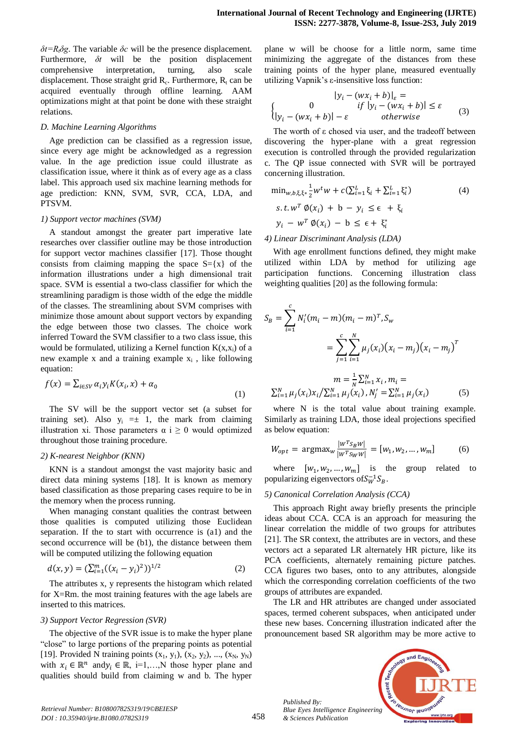$\delta t = R_t \delta g$. The variable $\delta c$ will be the presence displacement. Furthermore, $\delta t$ will be the position displacement comprehensive interpretation, turning, also scale displacement. Those straight grid $R_c$. Furthermore, $R_t$ can be acquired eventually through offline learning. AAM optimizations might at that point be done with these straight relations.

### D. Machine Learning Algorithms

Age prediction can be classified as a regression issue, since every age might be acknowledged as a regression value. In the age prediction issue could illustrate as classification issue, where it think as of every age as a class label. This approach used six machine learning methods for age prediction: KNN, SVM, SVR, CCA, LDA, and PTSVM.

#### 1) Support vector machines (SVM)

A standout amongst the greater part imperative late researches over classifier outline may be those introduction for support vector machines classifier [17]. Those thought consists from claiming mapping the space S={x} of the information illustrations under a high dimensional trait space. SVM is essential a two-class classifier for which the streamlining paradigm is those width of the edge the middle of the classes. The streamlining about SVM comprises with minimize those amount about support vectors by expanding the edge between those two classes. The choice work inferred Toward the SVM classifier to a two class issue, this would be formulated, utilizing a Kernel function $K(x,x_i)$ of a new example x and a training example $x_i$ , like following equation:

$$f(x) = \sum_{i \in SV} \alpha_i y_i K(x_i, x) + \alpha_0 \tag{1}$$

The SV will be the support vector set (a subset for training set). Also $y_i = \pm 1$, the mark from claiming illustration xi. Those parameters $\alpha_i \geq 0$ would optimized throughout those training procedure.

#### 2) K-nearest Neighbor (KNN)

KNN is a standout amongst the vast majority basic and direct data mining systems [18]. It is known as memory based classification as those preparing cases require to be in the memory when the process running.

When managing constant qualities the contrast between those qualities is computed utilizing those Euclidean separation. If the to start with occurrence is (a1) and the second occurrence will be (b1), the distance between them will be computed utilizing the following equation

$$d(x,y) = \left(\sum_{i=1}^{m}((x_i - y_i)^2)\right)^{1/2} \tag{2}$$

The attributes x, y represents the histogram which related for X=Rm. the most training features with the age labels are inserted to this matrices.

#### 3) Support Vector Regression (SVR)

The objective of the SVR issue is to make the hyper plane "close" to large portions of the preparing points as potential [19]. Provided N training points $(x_1, y_1), (x_2, y_2), ..., (x_N, y_N)$ with $x_i \in \mathbb{R}^n$ and $y_i \in \mathbb{R}$, i=1,…,N those hyper plane and qualities should build from claiming w and b. The hyper plane w will be choose for a little norm, same time minimizing the aggregate of the distances from these training points of the hyper plane, measured eventually utilizing Vapnik's ε-insensitive loss function:

$$|y_i - (wx_i + b)|_\varepsilon = \begin{cases} 0 & \text{if } |y_i - (wx_i + b)| \leq \varepsilon \\ |y_i - (wx_i + b)| - \varepsilon & \text{otherwise} \end{cases} \tag{3}$$

The worth of ε chosed via user, and the tradeoff between discovering the hyper-plane with a great regression execution is controlled through the provided regularization c. The QP issue connected with SVR will be portrayed concerning illustration.

$$\min_{w,b,\xi,\xi^*} \frac{1}{2} w^t w + c\left(\sum_{i=1}^{L} \xi_i + \sum_{i=1}^{L} \xi_i^*\right) \tag{4}$$

$$s.t.\; w^T \phi(x_i) + b - y_i \leq \epsilon + \xi_i$$

$$y_i - w^T \phi(x_i) - b \leq \epsilon + \xi_i^*$$

#### 4) Linear Discriminant Analysis (LDA)

With age enrollment functions defined, they might make utilized within LDA by method for utilizing age participation functions. Concerning illustration class weighting qualities [20] as the following formula:

$$S_B = \sum_{i=1}^{c} N_i'(m_i - m)(m_i - m)^T, S_w = \sum_{j=1}^{c}\sum_{i=1}^{N} \mu_j(x_i)(x_i - m_j)(x_i - m_j)^T$$

$$m = \frac{1}{N}\sum_{i=1}^{N} x_i, m_i = \sum_{i=1}^{N} \mu_j(x_i)x_i / \sum_{i=1}^{N} \mu_j(x_i), N_j' = \sum_{i=1}^{N} \mu_j(x_i) \tag{5}$$

where N is the total value about training example. Similarly as training LDA, those ideal projections specified as below equation:

$$W_{opt} = \operatorname{argmax}_w \frac{|w^T S_B w|}{|w^T S_W w|} = [w_1, w_2, \dots, w_m] \tag{6}$$

where $[w_1, w_2, \dots, w_m]$ is the group related to popularizing eigenvectors of $S_W^{-1} S_B$.

#### 5) Canonical Correlation Analysis (CCA)

This approach Right away briefly presents the principle ideas about CCA. CCA is an approach for measuring the linear correlation the middle of two groups for attributes [21]. The SR context, the attributes are in vectors, and these vectors act a separated LR alternately HR picture, like its PCA coefficients, alternately remaining picture patches. CCA figures two bases, onto to any attributes, alongside which the corresponding correlation coefficients of the two groups of attributes are expanded.

The LR and HR attributes are changed under associated spaces, termed coherent subspaces, when anticipated under these new bases. Concerning illustration indicated after the pronouncement based SR algorithm may be more active to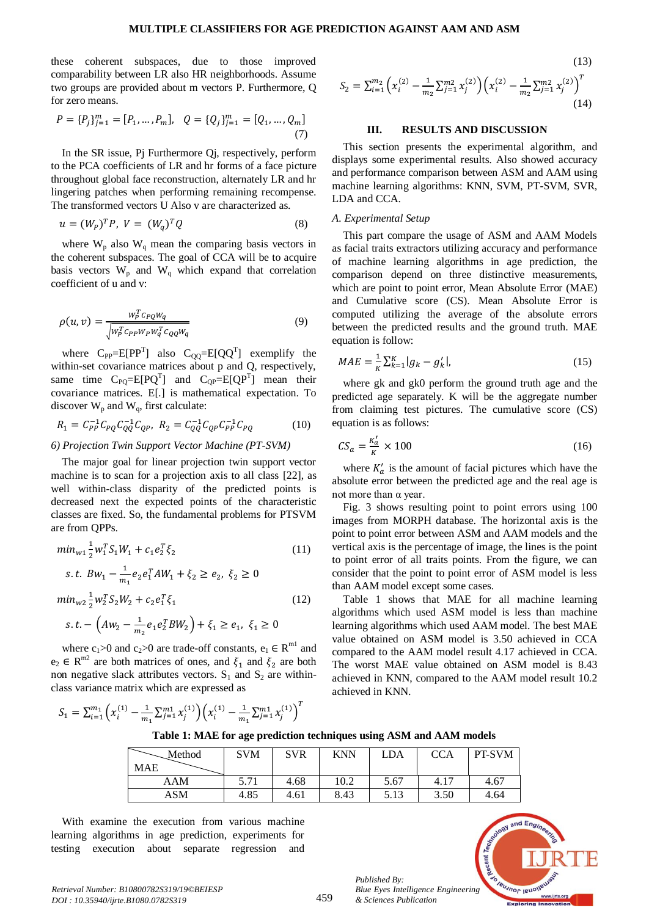these coherent subspaces, due to those improved comparability between LR also HR neighborhoods. Assume two groups are provided about m vectors P. Furthermore, Q for zero means.

$$P = \{P_j\}_{j=1}^{m} = [P_1, \dots, P_m], \quad Q = \{Q_j\}_{j=1}^{m} = [Q_1, \dots, Q_m] \tag{7}$$

In the SR issue, Pj Furthermore Qj, respectively, perform to the PCA coefficients of LR and hr forms of a face picture throughout global face reconstruction, alternately LR and hr lingering patches when performing remaining recompense. The transformed vectors U Also v are characterized as.

$$u = (W_P)^T P, \; V = (W_q)^T Q \tag{8}$$

where $W_p$ also $W_q$ mean the comparing basis vectors in the coherent subspaces. The goal of CCA will be to acquire basis vectors $W_p$ and $W_q$ which expand that correlation coefficient of u and v:

$$\rho(u, v) = \frac{W_P^T C_{PQ} W_q}{\sqrt{W_P^T C_{PP} W_P W_q^T C_{QQ} W_q}} \tag{9}$$

where $C_{PP}=E[PP^T]$ also $C_{QQ}=E[QQ^T]$ exemplify the within-set covariance matrices about p and Q, respectively, same time $C_{PQ}=E[PQ^T]$ and $C_{QP}=E[QP^T]$ mean their covariance matrices. E[.] is mathematical expectation. To discover $W_p$ and $W_q$, first calculate:

$$R_1 = C_{PP}^{-1} C_{PQ} C_{QQ}^{-1} C_{QP}, \; R_2 = C_{QQ}^{-1} C_{QP} C_{PP}^{-1} C_{PQ} \tag{10}$$

*6) Projection Twin Support Vector Machine (PT-SVM)*

The major goal for linear projection twin support vector machine is to scan for a projection axis to all class [22], as well within-class disparity of the predicted points is decreased next the expected points of the characteristic classes are fixed. So, the fundamental problems for PTSVM are from QPPs.

$$min_{w1} \frac{1}{2} w_1^T S_1 W_1 + c_1 e_2^T \xi_2 \tag{11}$$

$$s.t. \; Bw_1 - \frac{1}{m_1} e_2 e_1^T A W_1 + \xi_2 \geq e_2, \; \xi_2 \geq 0$$

$$min_{w2} \frac{1}{2} w_2^T S_2 W_2 + c_2 e_1^T \xi_1 \tag{12}$$

$$s.t. - \left(A w_2 - \frac{1}{m_2} e_1 e_2^T B W_2\right) + \xi_1 \geq e_1, \; \xi_1 \geq 0$$

where $c_1>0$ and $c_2>0$ are trade-off constants, $e_1 \in R^{m1}$ and $e_2 \in R^{m2}$ are both matrices of ones, and $\xi_1$ and $\xi_2$ are both non negative slack attributes vectors. $S_1$ and $S_2$ are within-class variance matrix which are expressed as

$$S_1 = \sum_{i=1}^{m_1} \left(x_i^{(1)} - \frac{1}{m_1} \sum_{j=1}^{m1} x_j^{(1)}\right)\left(x_i^{(1)} - \frac{1}{m_1} \sum_{j=1}^{m1} x_j^{(1)}\right)^T \tag{13}$$

$$S_2 = \sum_{i=1}^{m_2} \left(x_i^{(2)} - \frac{1}{m_2} \sum_{j=1}^{m2} x_j^{(2)}\right)\left(x_i^{(2)} - \frac{1}{m_2} \sum_{j=1}^{m2} x_j^{(2)}\right)^T \tag{14}$$

## III. RESULTS AND DISCUSSION

This section presents the experimental algorithm, and displays some experimental results. Also showed accuracy and performance comparison between ASM and AAM using machine learning algorithms: KNN, SVM, PT-SVM, SVR, LDA and CCA.

### *A. Experimental Setup*

This part compare the usage of ASM and AAM Models as facial traits extractors utilizing accuracy and performance of machine learning algorithms in age prediction, the comparison depend on three distinctive measurements, which are point to point error, Mean Absolute Error (MAE) and Cumulative score (CS). Mean Absolute Error is computed utilizing the average of the absolute errors between the predicted results and the ground truth. MAE equation is follow:

$$MAE = \frac{1}{K} \sum_{k=1}^{K} |g_k - g_k'|, \tag{15}$$

where gk and gk0 perform the ground truth age and the predicted age separately. K will be the aggregate number from claiming test pictures. The cumulative score (CS) equation is as follows:

$$CS_a = \frac{K_a'}{K} \times 100 \tag{16}$$

where $K_a'$ is the amount of facial pictures which have the absolute error between the predicted age and the real age is not more than α year.

Fig. 3 shows resulting point to point errors using 100 images from MORPH database. The horizontal axis is the point to point error between ASM and AAM models and the vertical axis is the percentage of image, the lines is the point to point error of all traits points. From the figure, we can consider that the point to point error of ASM model is less than AAM model except some cases.

Table 1 shows that MAE for all machine learning algorithms which used ASM model is less than machine learning algorithms which used AAM model. The best MAE value obtained on ASM model is 3.50 achieved in CCA compared to the AAM model result 4.17 achieved in CCA. The worst MAE value obtained on ASM model is 8.43 achieved in KNN, compared to the AAM model result 10.2 achieved in KNN.

**Table 1: MAE for age prediction techniques using ASM and AAM models**

| Method / MAE | SVM | SVR | KNN | LDA | CCA | PT-SVM |
|---|---|---|---|---|---|---|
| AAM | 5.71 | 4.68 | 10.2 | 5.67 | 4.17 | 4.67 |
| ASM | 4.85 | 4.61 | 8.43 | 5.13 | 3.50 | 4.64 |

With examine the execution from various machine learning algorithms in age prediction, experiments for testing execution about separate regression and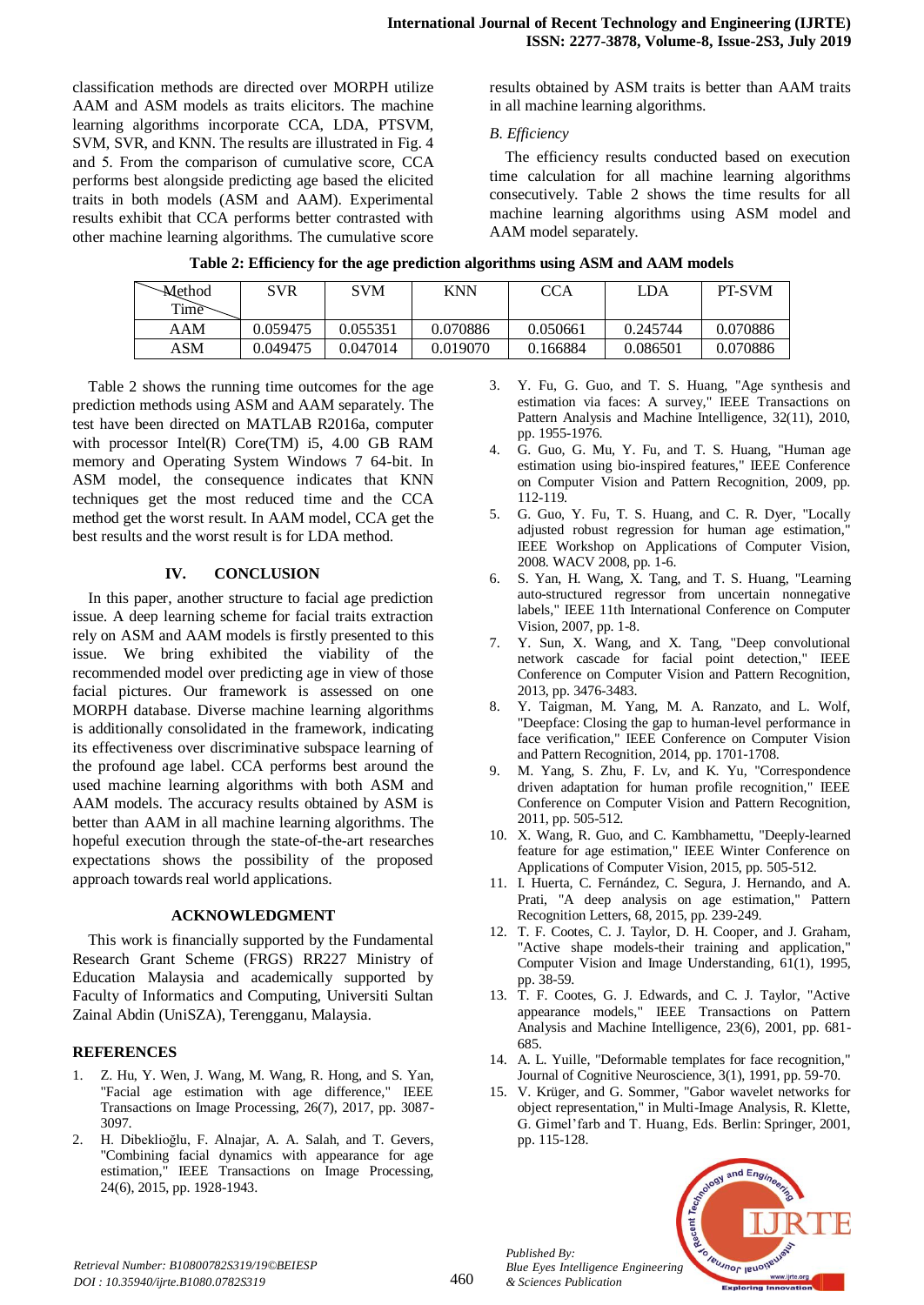classification methods are directed over MORPH utilize AAM and ASM models as traits elicitors. The machine learning algorithms incorporate CCA, LDA, PTSVM, SVM, SVR, and KNN. The results are illustrated in Fig. 4 and 5. From the comparison of cumulative score, CCA performs best alongside predicting age based the elicited traits in both models (ASM and AAM). Experimental results exhibit that CCA performs better contrasted with other machine learning algorithms. The cumulative score results obtained by ASM traits is better than AAM traits in all machine learning algorithms.

### *B. Efficiency*

The efficiency results conducted based on execution time calculation for all machine learning algorithms consecutively. Table 2 shows the time results for all machine learning algorithms using ASM model and AAM model separately.

**Table 2: Efficiency for the age prediction algorithms using ASM and AAM models**

| Method / Time | SVR | SVM | KNN | CCA | LDA | PT-SVM |
|---|---|---|---|---|---|---|
| AAM | 0.059475 | 0.055351 | 0.070886 | 0.050661 | 0.245744 | 0.070886 |
| ASM | 0.049475 | 0.047014 | 0.019070 | 0.166884 | 0.086501 | 0.070886 |

Table 2 shows the running time outcomes for the age prediction methods using ASM and AAM separately. The test have been directed on MATLAB R2016a, computer with processor Intel(R) Core(TM) i5, 4.00 GB RAM memory and Operating System Windows 7 64-bit. In ASM model, the consequence indicates that KNN techniques get the most reduced time and the CCA method get the worst result. In AAM model, CCA get the best results and the worst result is for LDA method.

## IV. CONCLUSION

In this paper, another structure to facial age prediction issue. A deep learning scheme for facial traits extraction rely on ASM and AAM models is firstly presented to this issue. We bring exhibited the viability of the recommended model over predicting age in view of those facial pictures. Our framework is assessed on one MORPH database. Diverse machine learning algorithms is additionally consolidated in the framework, indicating its effectiveness over discriminative subspace learning of the profound age label. CCA performs best around the used machine learning algorithms with both ASM and AAM models. The accuracy results obtained by ASM is better than AAM in all machine learning algorithms. The hopeful execution through the state-of-the-art researches expectations shows the possibility of the proposed approach towards real world applications.

## ACKNOWLEDGMENT

This work is financially supported by the Fundamental Research Grant Scheme (FRGS) RR227 Ministry of Education Malaysia and academically supported by Faculty of Informatics and Computing, Universiti Sultan Zainal Abdin (UniSZA), Terengganu, Malaysia.

## REFERENCES

1. Z. Hu, Y. Wen, J. Wang, M. Wang, R. Hong, and S. Yan, "Facial age estimation with age difference," IEEE Transactions on Image Processing, 26(7), 2017, pp. 3087-3097.
2. H. Dibeklioğlu, F. Alnajar, A. A. Salah, and T. Gevers, "Combining facial dynamics with appearance for age estimation," IEEE Transactions on Image Processing, 24(6), 2015, pp. 1928-1943.
3. Y. Fu, G. Guo, and T. S. Huang, "Age synthesis and estimation via faces: A survey," IEEE Transactions on Pattern Analysis and Machine Intelligence, 32(11), 2010, pp. 1955-1976.
4. G. Guo, G. Mu, Y. Fu, and T. S. Huang, "Human age estimation using bio-inspired features," IEEE Conference on Computer Vision and Pattern Recognition, 2009, pp. 112-119.
5. G. Guo, Y. Fu, T. S. Huang, and C. R. Dyer, "Locally adjusted robust regression for human age estimation," IEEE Workshop on Applications of Computer Vision, 2008. WACV 2008, pp. 1-6.
6. S. Yan, H. Wang, X. Tang, and T. S. Huang, "Learning auto-structured regressor from uncertain nonnegative labels," IEEE 11th International Conference on Computer Vision, 2007, pp. 1-8.
7. Y. Sun, X. Wang, and X. Tang, "Deep convolutional network cascade for facial point detection," IEEE Conference on Computer Vision and Pattern Recognition, 2013, pp. 3476-3483.
8. Y. Taigman, M. Yang, M. A. Ranzato, and L. Wolf, "Deepface: Closing the gap to human-level performance in face verification," IEEE Conference on Computer Vision and Pattern Recognition, 2014, pp. 1701-1708.
9. M. Yang, S. Zhu, F. Lv, and K. Yu, "Correspondence driven adaptation for human profile recognition," IEEE Conference on Computer Vision and Pattern Recognition, 2011, pp. 505-512.
10. X. Wang, R. Guo, and C. Kambhamettu, "Deeply-learned feature for age estimation," IEEE Winter Conference on Applications of Computer Vision, 2015, pp. 505-512.
11. I. Huerta, C. Fernández, C. Segura, J. Hernando, and A. Prati, "A deep analysis on age estimation," Pattern Recognition Letters, 68, 2015, pp. 239-249.
12. T. F. Cootes, C. J. Taylor, D. H. Cooper, and J. Graham, "Active shape models-their training and application," Computer Vision and Image Understanding, 61(1), 1995, pp. 38-59.
13. T. F. Cootes, G. J. Edwards, and C. J. Taylor, "Active appearance models," IEEE Transactions on Pattern Analysis and Machine Intelligence, 23(6), 2001, pp. 681-685.
14. A. L. Yuille, "Deformable templates for face recognition," Journal of Cognitive Neuroscience, 3(1), 1991, pp. 59-70.
15. V. Krüger, and G. Sommer, "Gabor wavelet networks for object representation," in Multi-Image Analysis, R. Klette, G. Gimel'farb and T. Huang, Eds. Berlin: Springer, 2001, pp. 115-128.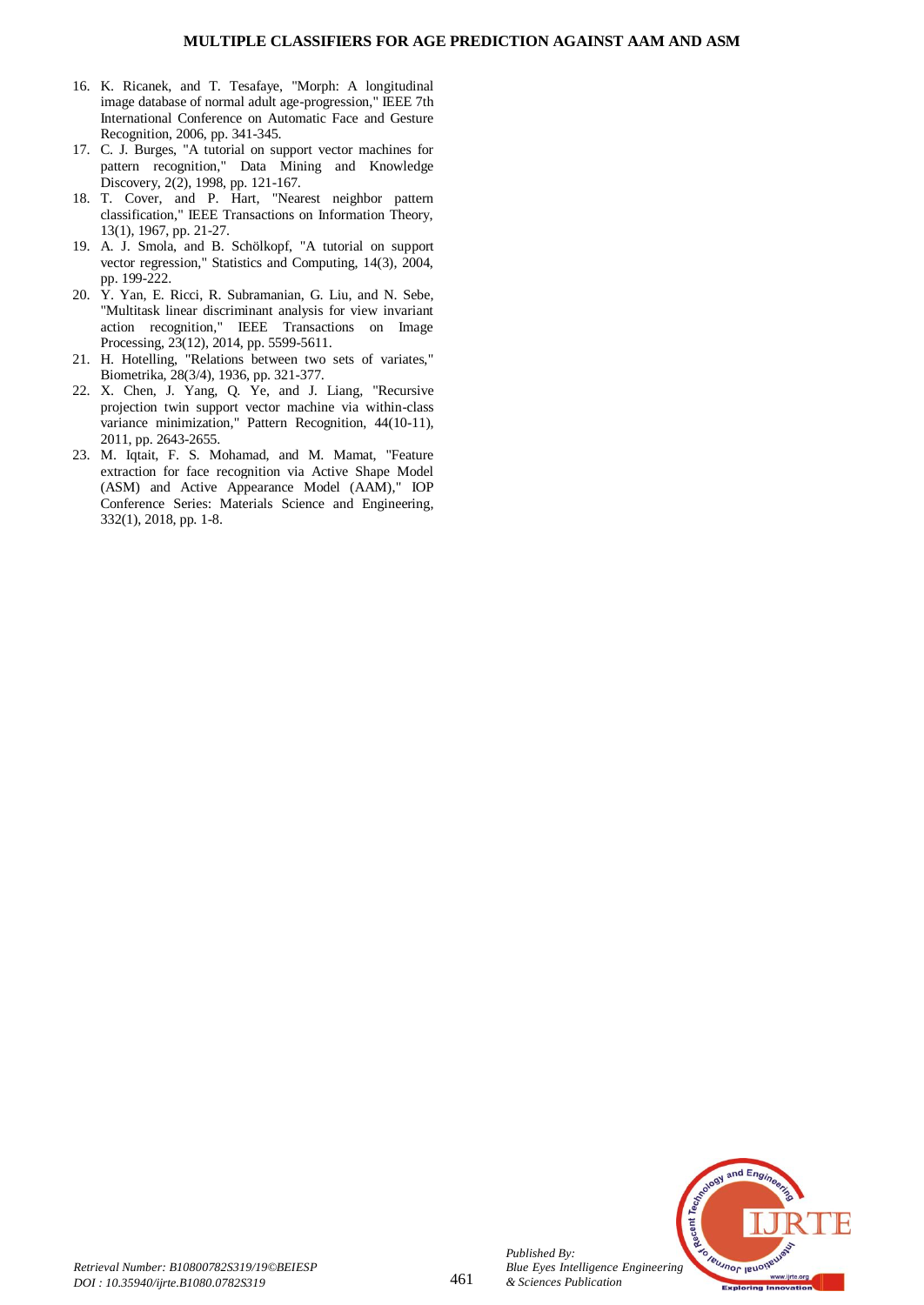16. K. Ricanek, and T. Tesafaye, "Morph: A longitudinal image database of normal adult age-progression," IEEE 7th International Conference on Automatic Face and Gesture Recognition, 2006, pp. 341-345.
17. C. J. Burges, "A tutorial on support vector machines for pattern recognition," Data Mining and Knowledge Discovery, 2(2), 1998, pp. 121-167.
18. T. Cover, and P. Hart, "Nearest neighbor pattern classification," IEEE Transactions on Information Theory, 13(1), 1967, pp. 21-27.
19. A. J. Smola, and B. Schölkopf, "A tutorial on support vector regression," Statistics and Computing, 14(3), 2004, pp. 199-222.
20. Y. Yan, E. Ricci, R. Subramanian, G. Liu, and N. Sebe, "Multitask linear discriminant analysis for view invariant action recognition," IEEE Transactions on Image Processing, 23(12), 2014, pp. 5599-5611.
21. H. Hotelling, "Relations between two sets of variates," Biometrika, 28(3/4), 1936, pp. 321-377.
22. X. Chen, J. Yang, Q. Ye, and J. Liang, "Recursive projection twin support vector machine via within-class variance minimization," Pattern Recognition, 44(10-11), 2011, pp. 2643-2655.
23. M. Iqtait, F. S. Mohamad, and M. Mamat, "Feature extraction for face recognition via Active Shape Model (ASM) and Active Appearance Model (AAM)," IOP Conference Series: Materials Science and Engineering, 332(1), 2018, pp. 1-8.